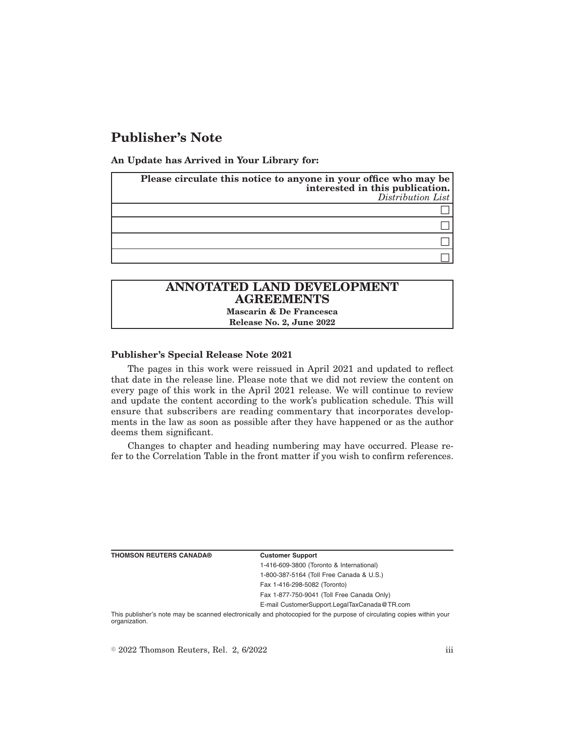# Publisher's Note

**An Update has Arrived in Your Library for:**

| **Please circulate this notice to anyone in your office who may be interested in this publication.** *Distribution List* |
|---|
| ☐ |
| ☐ |
| ☐ |
| ☐ |

**ANNOTATED LAND DEVELOPMENT AGREEMENTS**
**Mascarin & De Francesca**
**Release No. 2, June 2022**

### Publisher's Special Release Note 2021

The pages in this work were reissued in April 2021 and updated to reflect that date in the release line. Please note that we did not review the content on every page of this work in the April 2021 release. We will continue to review and update the content according to the work's publication schedule. This will ensure that subscribers are reading commentary that incorporates developments in the law as soon as possible after they have happened or as the author deems them significant.

Changes to chapter and heading numbering may have occurred. Please refer to the Correlation Table in the front matter if you wish to confirm references.

**THOMSON REUTERS CANADA®**

**Customer Support**
1-416-609-3800 (Toronto & International)
1-800-387-5164 (Toll Free Canada & U.S.)
Fax 1-416-298-5082 (Toronto)
Fax 1-877-750-9041 (Toll Free Canada Only)
E-mail CustomerSupport.LegalTaxCanada@TR.com

This publisher's note may be scanned electronically and photocopied for the purpose of circulating copies within your organization.

© 2022 Thomson Reuters, Rel. 2, 6/2022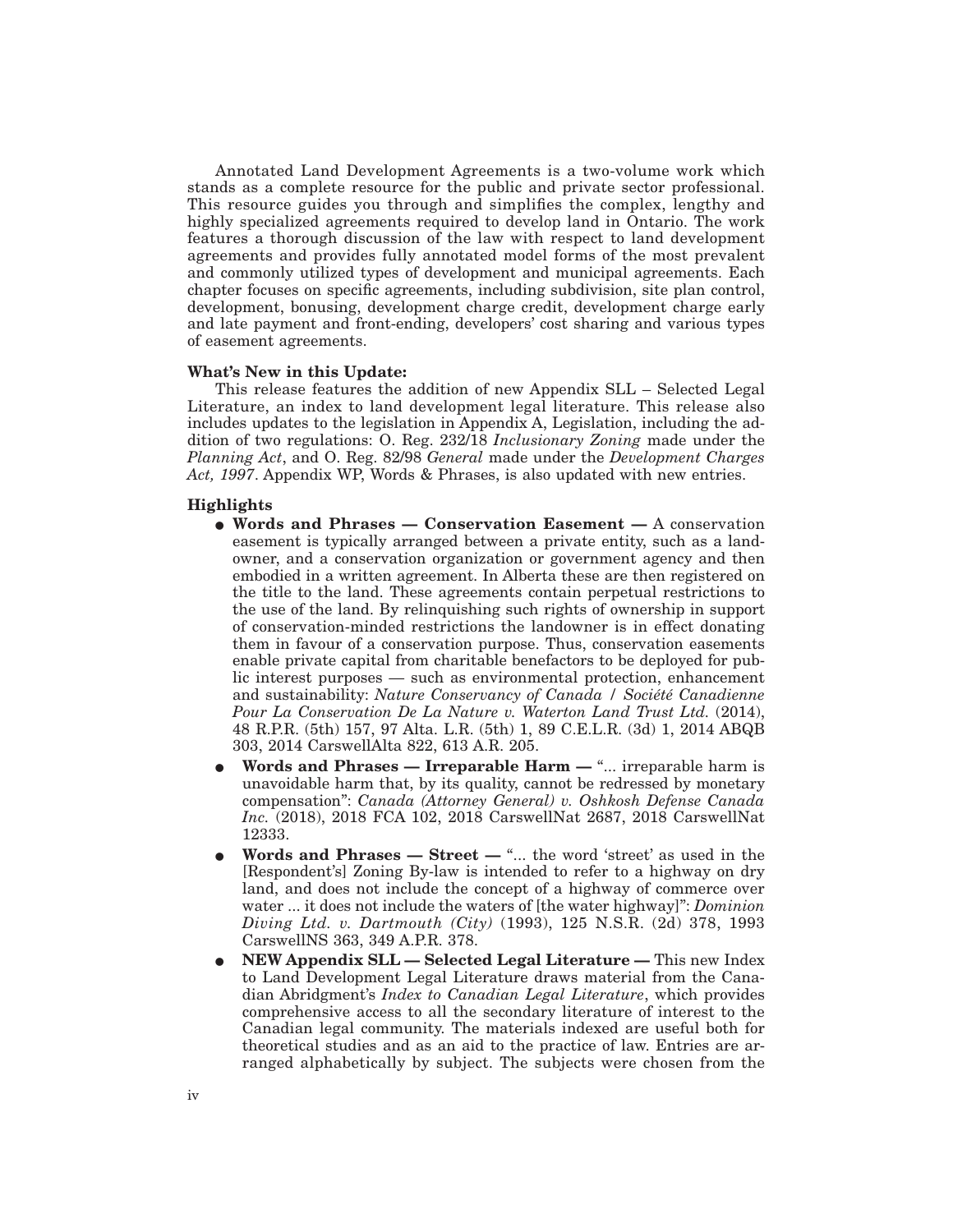Annotated Land Development Agreements is a two-volume work which stands as a complete resource for the public and private sector professional. This resource guides you through and simplifies the complex, lengthy and highly specialized agreements required to develop land in Ontario. The work features a thorough discussion of the law with respect to land development agreements and provides fully annotated model forms of the most prevalent and commonly utilized types of development and municipal agreements. Each chapter focuses on specific agreements, including subdivision, site plan control, development, bonusing, development charge credit, development charge early and late payment and front-ending, developers' cost sharing and various types of easement agreements.

**What's New in this Update:**

This release features the addition of new Appendix SLL – Selected Legal Literature, an index to land development legal literature. This release also includes updates to the legislation in Appendix A, Legislation, including the addition of two regulations: O. Reg. 232/18 *Inclusionary Zoning* made under the *Planning Act*, and O. Reg. 82/98 *General* made under the *Development Charges Act, 1997*. Appendix WP, Words & Phrases, is also updated with new entries.

**Highlights**

- **Words and Phrases — Conservation Easement —** A conservation easement is typically arranged between a private entity, such as a landowner, and a conservation organization or government agency and then embodied in a written agreement. In Alberta these are then registered on the title to the land. These agreements contain perpetual restrictions to the use of the land. By relinquishing such rights of ownership in support of conservation-minded restrictions the landowner is in effect donating them in favour of a conservation purpose. Thus, conservation easements enable private capital from charitable benefactors to be deployed for public interest purposes — such as environmental protection, enhancement and sustainability: *Nature Conservancy of Canada / Société Canadienne Pour La Conservation De La Nature v. Waterton Land Trust Ltd.* (2014), 48 R.P.R. (5th) 157, 97 Alta. L.R. (5th) 1, 89 C.E.L.R. (3d) 1, 2014 ABQB 303, 2014 CarswellAlta 822, 613 A.R. 205.
- **Words and Phrases — Irreparable Harm —** "... irreparable harm is unavoidable harm that, by its quality, cannot be redressed by monetary compensation": *Canada (Attorney General) v. Oshkosh Defense Canada Inc.* (2018), 2018 FCA 102, 2018 CarswellNat 2687, 2018 CarswellNat 12333.
- **Words and Phrases — Street —** "... the word 'street' as used in the [Respondent's] Zoning By-law is intended to refer to a highway on dry land, and does not include the concept of a highway of commerce over water ... it does not include the waters of [the water highway]": *Dominion Diving Ltd. v. Dartmouth (City)* (1993), 125 N.S.R. (2d) 378, 1993 CarswellNS 363, 349 A.P.R. 378.
- **NEW Appendix SLL — Selected Legal Literature —** This new Index to Land Development Legal Literature draws material from the Canadian Abridgment's *Index to Canadian Legal Literature*, which provides comprehensive access to all the secondary literature of interest to the Canadian legal community. The materials indexed are useful both for theoretical studies and as an aid to the practice of law. Entries are arranged alphabetically by subject. The subjects were chosen from the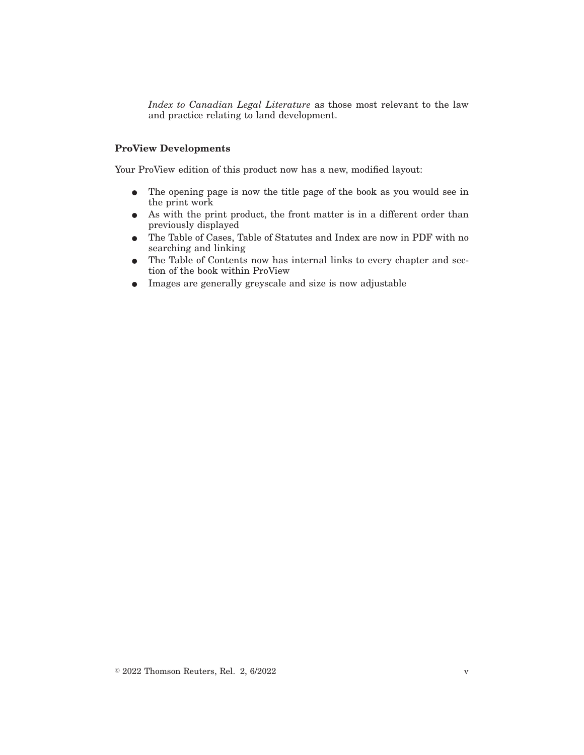*Index to Canadian Legal Literature* as those most relevant to the law and practice relating to land development.

**ProView Developments**

Your ProView edition of this product now has a new, modified layout:

- The opening page is now the title page of the book as you would see in the print work
- As with the print product, the front matter is in a different order than previously displayed
- The Table of Cases, Table of Statutes and Index are now in PDF with no searching and linking
- The Table of Contents now has internal links to every chapter and section of the book within ProView
- Images are generally greyscale and size is now adjustable